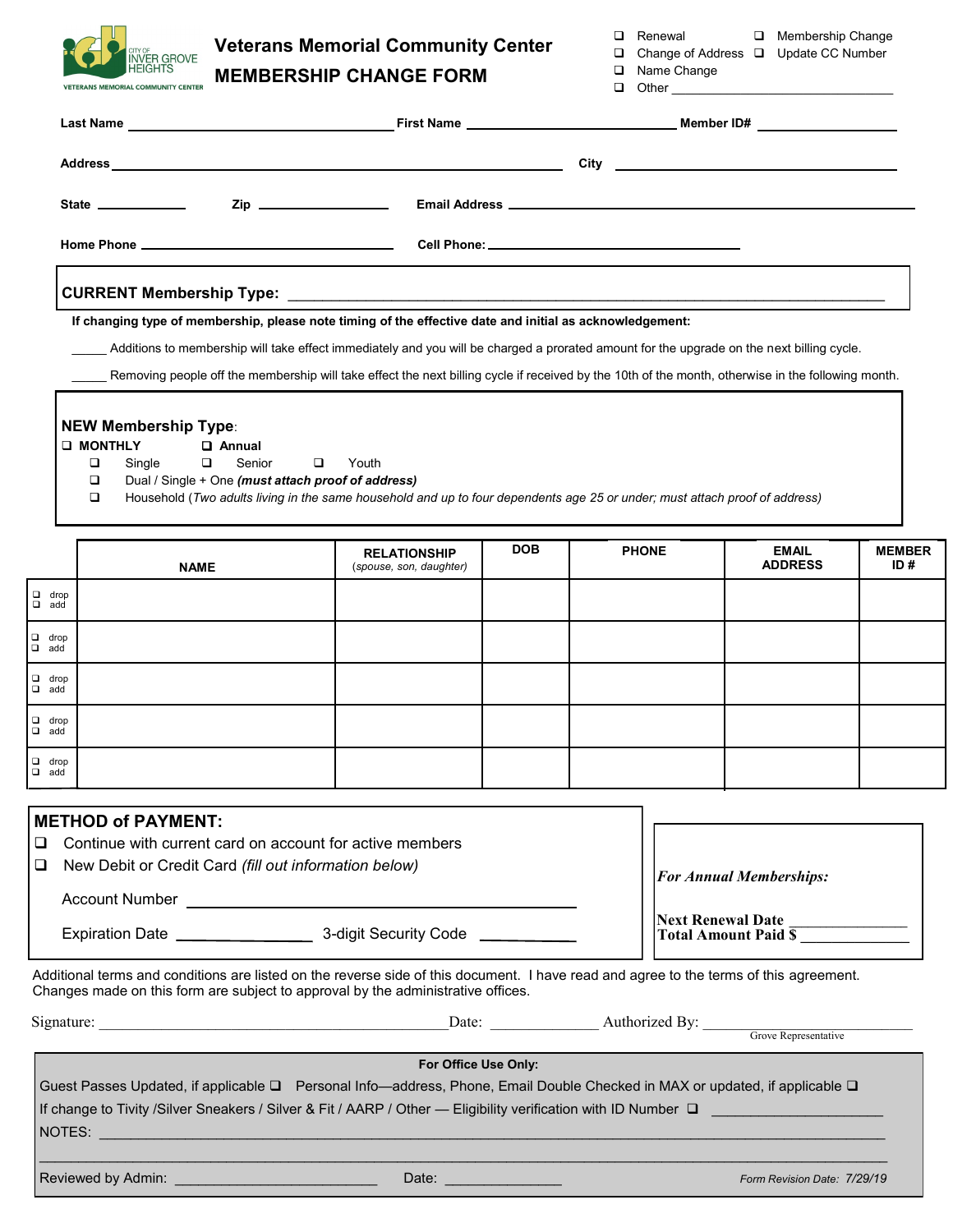# Veterans Memorial Community Center

## MEMBERSHIP CHANGE FORM

❑ Renewal ❑ Membership Change
❑ Change of Address ❑ Update CC Number
❑ Name Change
❑ Other ______________________________

**Last Name** ______________________________ **First Name** ______________________ **Member ID#** ______________

**Address** ______________________________________________ **City** ______________________________

**State** __________ **Zip** ______________ **Email Address** ______________________________________

**Home Phone** ____________________________ **Cell Phone:** ____________________________

**CURRENT Membership Type:** ______________________________________________________________

**If changing type of membership, please note timing of the effective date and initial as acknowledgement:**

_____ Additions to membership will take effect immediately and you will be charged a prorated amount for the upgrade on the next billing cycle.

_____ Removing people off the membership will take effect the next billing cycle if received by the 10th of the month, otherwise in the following month.

**NEW Membership Type:**

❑ **MONTHLY** ❑ **Annual**

- ❑ Single ❑ Senior ❑ Youth
- ❑ Dual / Single + One ***(must attach proof of address)***
- ❑ Household (*Two adults living in the same household and up to four dependents age 25 or under; must attach proof of address)*

| | NAME | RELATIONSHIP (*spouse, son, daughter*) | DOB | PHONE | EMAIL ADDRESS | MEMBER ID # |
|---|---|---|---|---|---|---|
| ❑ drop ❑ add | | | | | | |
| ❑ drop ❑ add | | | | | | |
| ❑ drop ❑ add | | | | | | |
| ❑ drop ❑ add | | | | | | |
| ❑ drop ❑ add | | | | | | |

**METHOD of PAYMENT:**

❑ Continue with current card on account for active members

❑ New Debit or Credit Card *(fill out information below)*

Account Number ______________________________________

Expiration Date ______________ 3-digit Security Code __________

***For Annual Memberships:***

**Next Renewal Date** ______________

**Total Amount Paid $** ______________

Additional terms and conditions are listed on the reverse side of this document. I have read and agree to the terms of this agreement. Changes made on this form are subject to approval by the administrative offices.

Signature: ________________________________________ Date: ____________ Authorized By: ____________________________
Grove Representative

**For Office Use Only:**

Guest Passes Updated, if applicable ❑ Personal Info—address, Phone, Email Double Checked in MAX or updated, if applicable ❑

If change to Tivity /Silver Sneakers / Silver & Fit / AARP / Other — Eligibility verification with ID Number ❑ ____________________

NOTES: ________________________________________________________________________________

__________________________________________________________________________________________

Reviewed by Admin: ________________________ Date: ______________

*Form Revision Date: 7/29/19*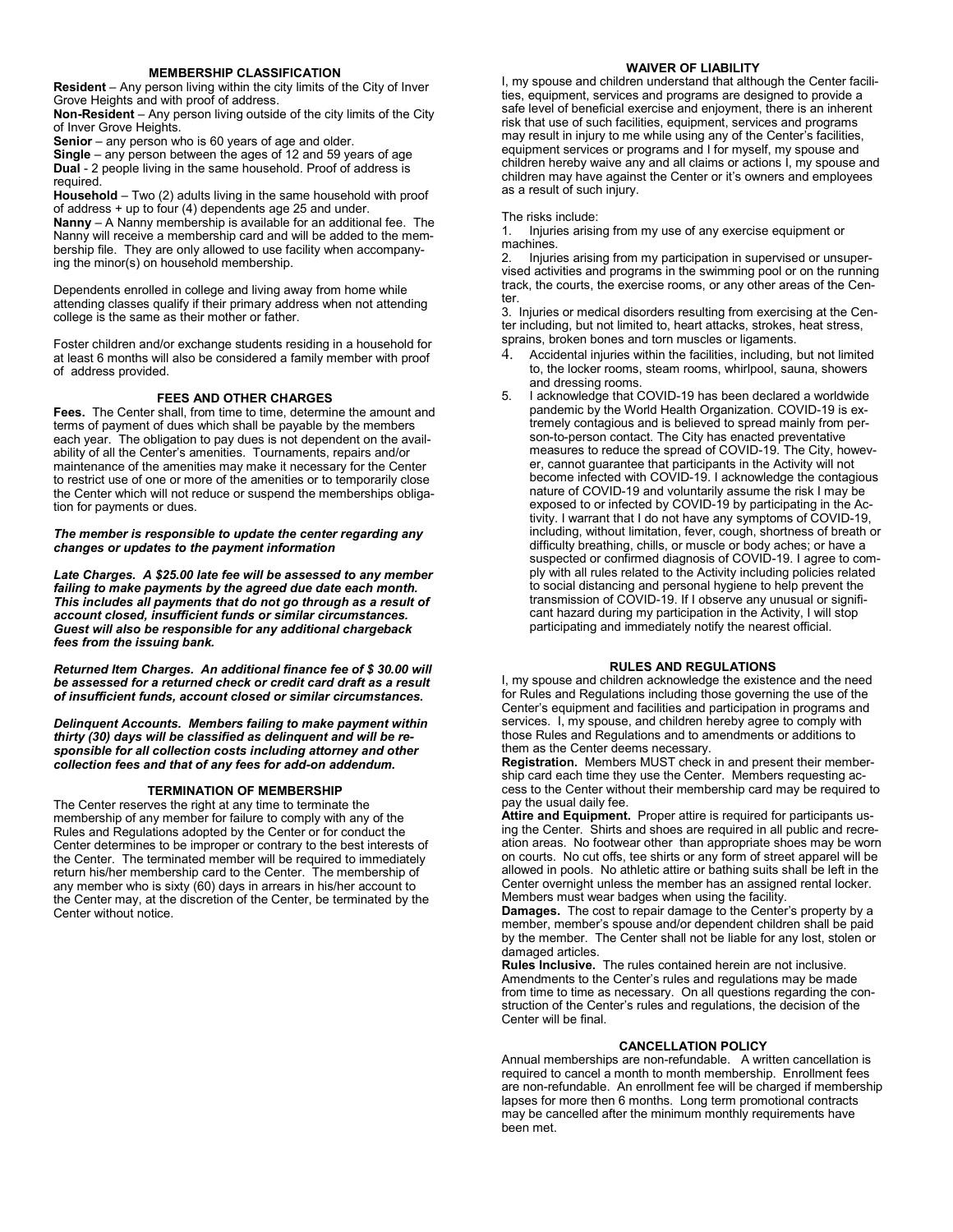## MEMBERSHIP CLASSIFICATION

**Resident** – Any person living within the city limits of the City of Inver Grove Heights and with proof of address.

**Non-Resident** – Any person living outside of the city limits of the City of Inver Grove Heights.

**Senior** – any person who is 60 years of age and older.

**Single** – any person between the ages of 12 and 59 years of age

**Dual** - 2 people living in the same household. Proof of address is required.

**Household** – Two (2) adults living in the same household with proof of address + up to four (4) dependents age 25 and under.

**Nanny** – A Nanny membership is available for an additional fee. The Nanny will receive a membership card and will be added to the membership file. They are only allowed to use facility when accompanying the minor(s) on household membership.

Dependents enrolled in college and living away from home while attending classes qualify if their primary address when not attending college is the same as their mother or father.

Foster children and/or exchange students residing in a household for at least 6 months will also be considered a family member with proof of address provided.

## FEES AND OTHER CHARGES

**Fees.** The Center shall, from time to time, determine the amount and terms of payment of dues which shall be payable by the members each year. The obligation to pay dues is not dependent on the availability of all the Center's amenities. Tournaments, repairs and/or maintenance of the amenities may make it necessary for the Center to restrict use of one or more of the amenities or to temporarily close the Center which will not reduce or suspend the memberships obligation for payments or dues.

***The member is responsible to update the center regarding any changes or updates to the payment information***

***Late Charges. A $25.00 late fee will be assessed to any member failing to make payments by the agreed due date each month. This includes all payments that do not go through as a result of account closed, insufficient funds or similar circumstances. Guest will also be responsible for any additional chargeback fees from the issuing bank.***

***Returned Item Charges. An additional finance fee of $ 30.00 will be assessed for a returned check or credit card draft as a result of insufficient funds, account closed or similar circumstances.***

***Delinquent Accounts. Members failing to make payment within thirty (30) days will be classified as delinquent and will be responsible for all collection costs including attorney and other collection fees and that of any fees for add-on addendum.***

## TERMINATION OF MEMBERSHIP

The Center reserves the right at any time to terminate the membership of any member for failure to comply with any of the Rules and Regulations adopted by the Center or for conduct the Center determines to be improper or contrary to the best interests of the Center. The terminated member will be required to immediately return his/her membership card to the Center. The membership of any member who is sixty (60) days in arrears in his/her account to the Center may, at the discretion of the Center, be terminated by the Center without notice.

## WAIVER OF LIABILITY

I, my spouse and children understand that although the Center facilities, equipment, services and programs are designed to provide a safe level of beneficial exercise and enjoyment, there is an inherent risk that use of such facilities, equipment, services and programs may result in injury to me while using any of the Center's facilities, equipment services or programs and I for myself, my spouse and children hereby waive any and all claims or actions I, my spouse and children may have against the Center or it's owners and employees as a result of such injury.

The risks include:

1. Injuries arising from my use of any exercise equipment or machines.
2. Injuries arising from my participation in supervised or unsupervised activities and programs in the swimming pool or on the running track, the courts, the exercise rooms, or any other areas of the Center.
3. Injuries or medical disorders resulting from exercising at the Center including, but not limited to, heart attacks, strokes, heat stress, sprains, broken bones and torn muscles or ligaments.
4. Accidental injuries within the facilities, including, but not limited to, the locker rooms, steam rooms, whirlpool, sauna, showers and dressing rooms.
5. I acknowledge that COVID-19 has been declared a worldwide pandemic by the World Health Organization. COVID-19 is extremely contagious and is believed to spread mainly from person-to-person contact. The City has enacted preventative measures to reduce the spread of COVID-19. The City, however, cannot guarantee that participants in the Activity will not become infected with COVID-19. I acknowledge the contagious nature of COVID-19 and voluntarily assume the risk I may be exposed to or infected by COVID-19 by participating in the Activity. I warrant that I do not have any symptoms of COVID-19, including, without limitation, fever, cough, shortness of breath or difficulty breathing, chills, or muscle or body aches; or have a suspected or confirmed diagnosis of COVID-19. I agree to comply with all rules related to the Activity including policies related to social distancing and personal hygiene to help prevent the transmission of COVID-19. If I observe any unusual or significant hazard during my participation in the Activity, I will stop participating and immediately notify the nearest official.

## RULES AND REGULATIONS

I, my spouse and children acknowledge the existence and the need for Rules and Regulations including those governing the use of the Center's equipment and facilities and participation in programs and services. I, my spouse, and children hereby agree to comply with those Rules and Regulations and to amendments or additions to them as the Center deems necessary.

**Registration.** Members MUST check in and present their membership card each time they use the Center. Members requesting access to the Center without their membership card may be required to pay the usual daily fee.

**Attire and Equipment.** Proper attire is required for participants using the Center. Shirts and shoes are required in all public and recreation areas. No footwear other than appropriate shoes may be worn on courts. No cut offs, tee shirts or any form of street apparel will be allowed in pools. No athletic attire or bathing suits shall be left in the Center overnight unless the member has an assigned rental locker. Members must wear badges when using the facility.

**Damages.** The cost to repair damage to the Center's property by a member, member's spouse and/or dependent children shall be paid by the member. The Center shall not be liable for any lost, stolen or damaged articles.

**Rules Inclusive.** The rules contained herein are not inclusive. Amendments to the Center's rules and regulations may be made from time to time as necessary. On all questions regarding the construction of the Center's rules and regulations, the decision of the Center will be final.

## CANCELLATION POLICY

Annual memberships are non-refundable. A written cancellation is required to cancel a month to month membership. Enrollment fees are non-refundable. An enrollment fee will be charged if membership lapses for more then 6 months. Long term promotional contracts may be cancelled after the minimum monthly requirements have been met.